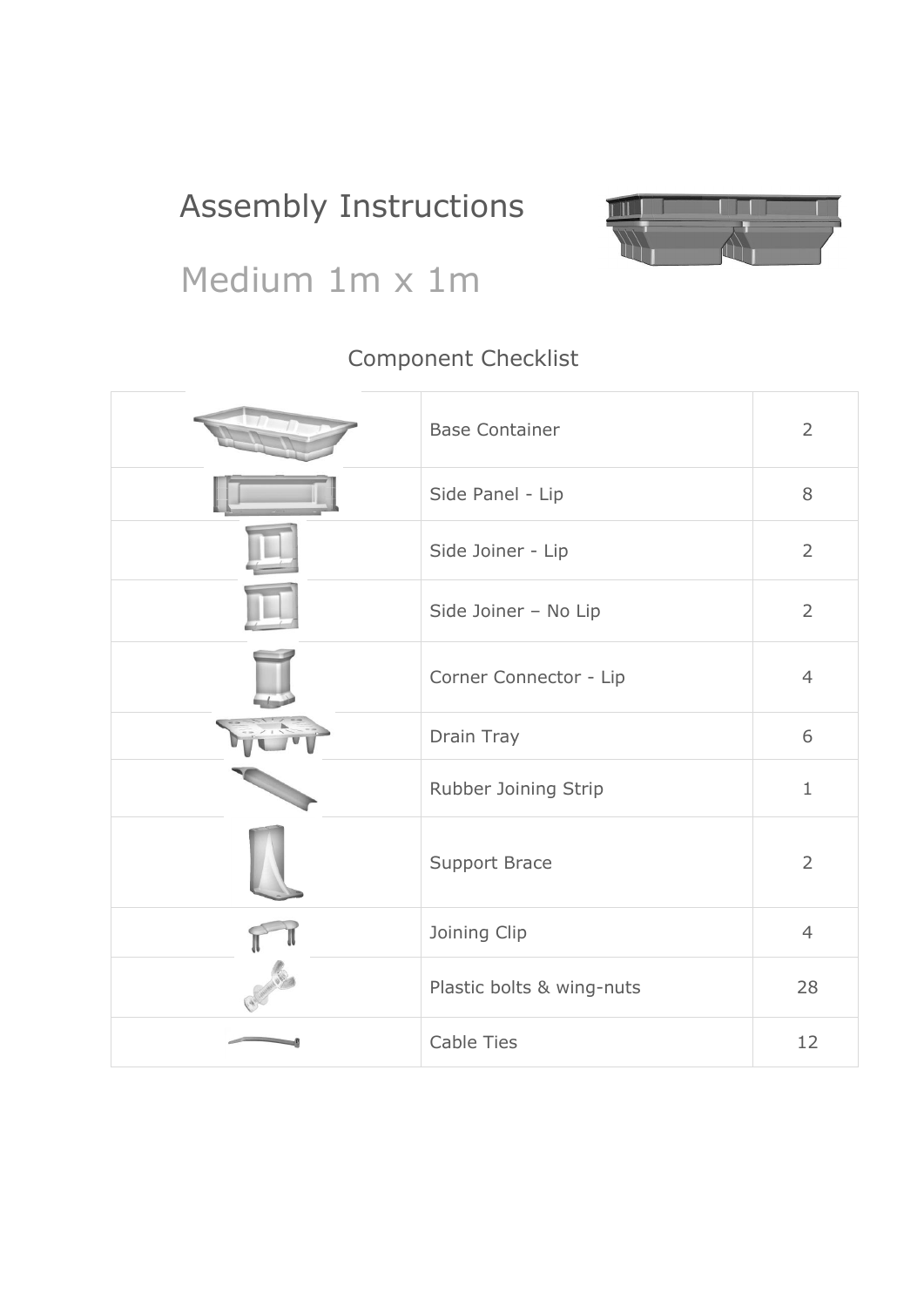# Assembly Instructions

## Medium 1m x 1m

### Component Checklist

| | | |
|---|---|---|
| | Base Container | 2 |
| | Side Panel - Lip | 8 |
| | Side Joiner - Lip | 2 |
| | Side Joiner – No Lip | 2 |
| | Corner Connector - Lip | 4 |
| | Drain Tray | 6 |
| | Rubber Joining Strip | 1 |
| | Support Brace | 2 |
| | Joining Clip | 4 |
| | Plastic bolts & wing-nuts | 28 |
| | Cable Ties | 12 |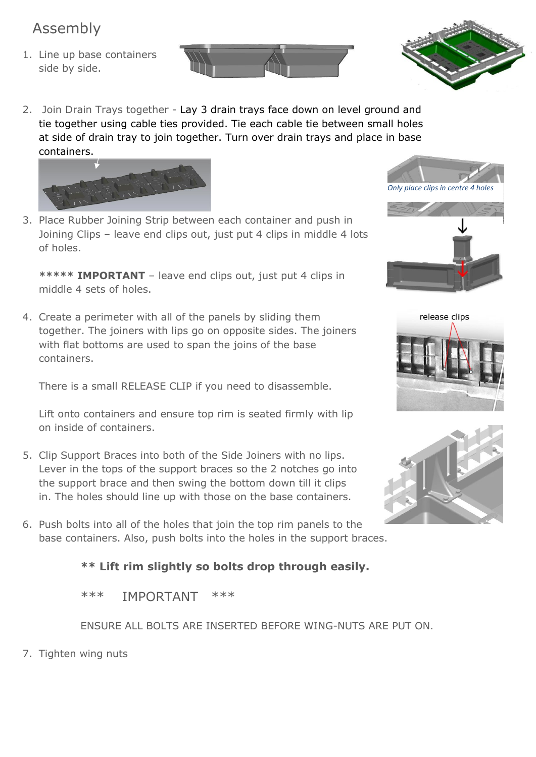# Assembly

1. Line up base containers side by side.

2. Join Drain Trays together - Lay 3 drain trays face down on level ground and tie together using cable ties provided. Tie each cable tie between small holes at side of drain tray to join together. Turn over drain trays and place in base containers.

*Only place clips in centre 4 holes*

3. Place Rubber Joining Strip between each container and push in Joining Clips – leave end clips out, just put 4 clips in middle 4 lots of holes.

   ***** **IMPORTANT** – leave end clips out, just put 4 clips in middle 4 sets of holes.

4. Create a perimeter with all of the panels by sliding them together. The joiners with lips go on opposite sides. The joiners with flat bottoms are used to span the joins of the base containers.

   There is a small RELEASE CLIP if you need to disassemble.

   Lift onto containers and ensure top rim is seated firmly with lip on inside of containers.

release clips

5. Clip Support Braces into both of the Side Joiners with no lips. Lever in the tops of the support braces so the 2 notches go into the support brace and then swing the bottom down till it clips in. The holes should line up with those on the base containers.

6. Push bolts into all of the holes that join the top rim panels to the base containers. Also, push bolts into the holes in the support braces.

   **** Lift rim slightly so bolts drop through easily.**

   *** IMPORTANT ***

   ENSURE ALL BOLTS ARE INSERTED BEFORE WING-NUTS ARE PUT ON.

7. Tighten wing nuts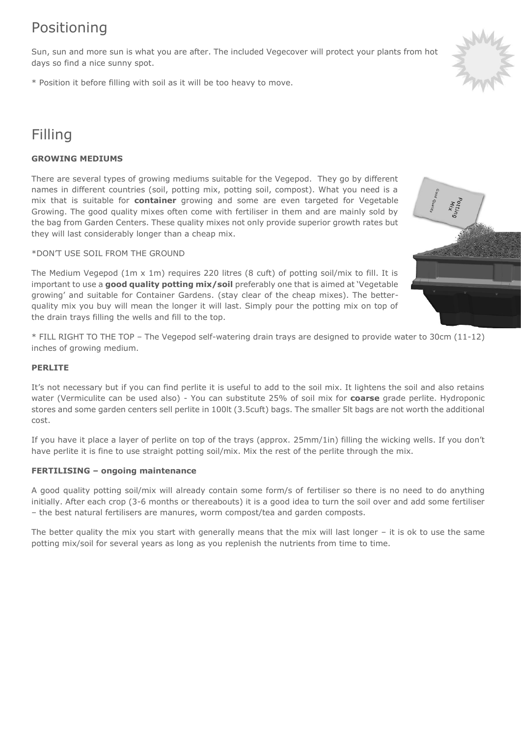# Positioning

Sun, sun and more sun is what you are after. The included Vegecover will protect your plants from hot days so find a nice sunny spot.

* Position it before filling with soil as it will be too heavy to move.

# Filling

**GROWING MEDIUMS**

There are several types of growing mediums suitable for the Vegepod. They go by different names in different countries (soil, potting mix, potting soil, compost). What you need is a mix that is suitable for **container** growing and some are even targeted for Vegetable Growing. The good quality mixes often come with fertiliser in them and are mainly sold by the bag from Garden Centers. These quality mixes not only provide superior growth rates but they will last considerably longer than a cheap mix.

*DON'T USE SOIL FROM THE GROUND

The Medium Vegepod (1m x 1m) requires 220 litres (8 cuft) of potting soil/mix to fill. It is important to use a **good quality potting mix/soil** preferably one that is aimed at 'Vegetable growing' and suitable for Container Gardens. (stay clear of the cheap mixes). The better-quality mix you buy will mean the longer it will last. Simply pour the potting mix on top of the drain trays filling the wells and fill to the top.

* FILL RIGHT TO THE TOP – The Vegepod self-watering drain trays are designed to provide water to 30cm (11-12) inches of growing medium.

**PERLITE**

It's not necessary but if you can find perlite it is useful to add to the soil mix. It lightens the soil and also retains water (Vermiculite can be used also) - You can substitute 25% of soil mix for **coarse** grade perlite. Hydroponic stores and some garden centers sell perlite in 100lt (3.5cuft) bags. The smaller 5lt bags are not worth the additional cost.

If you have it place a layer of perlite on top of the trays (approx. 25mm/1in) filling the wicking wells. If you don't have perlite it is fine to use straight potting soil/mix. Mix the rest of the perlite through the mix.

**FERTILISING – ongoing maintenance**

A good quality potting soil/mix will already contain some form/s of fertiliser so there is no need to do anything initially. After each crop (3-6 months or thereabouts) it is a good idea to turn the soil over and add some fertiliser – the best natural fertilisers are manures, worm compost/tea and garden composts.

The better quality the mix you start with generally means that the mix will last longer – it is ok to use the same potting mix/soil for several years as long as you replenish the nutrients from time to time.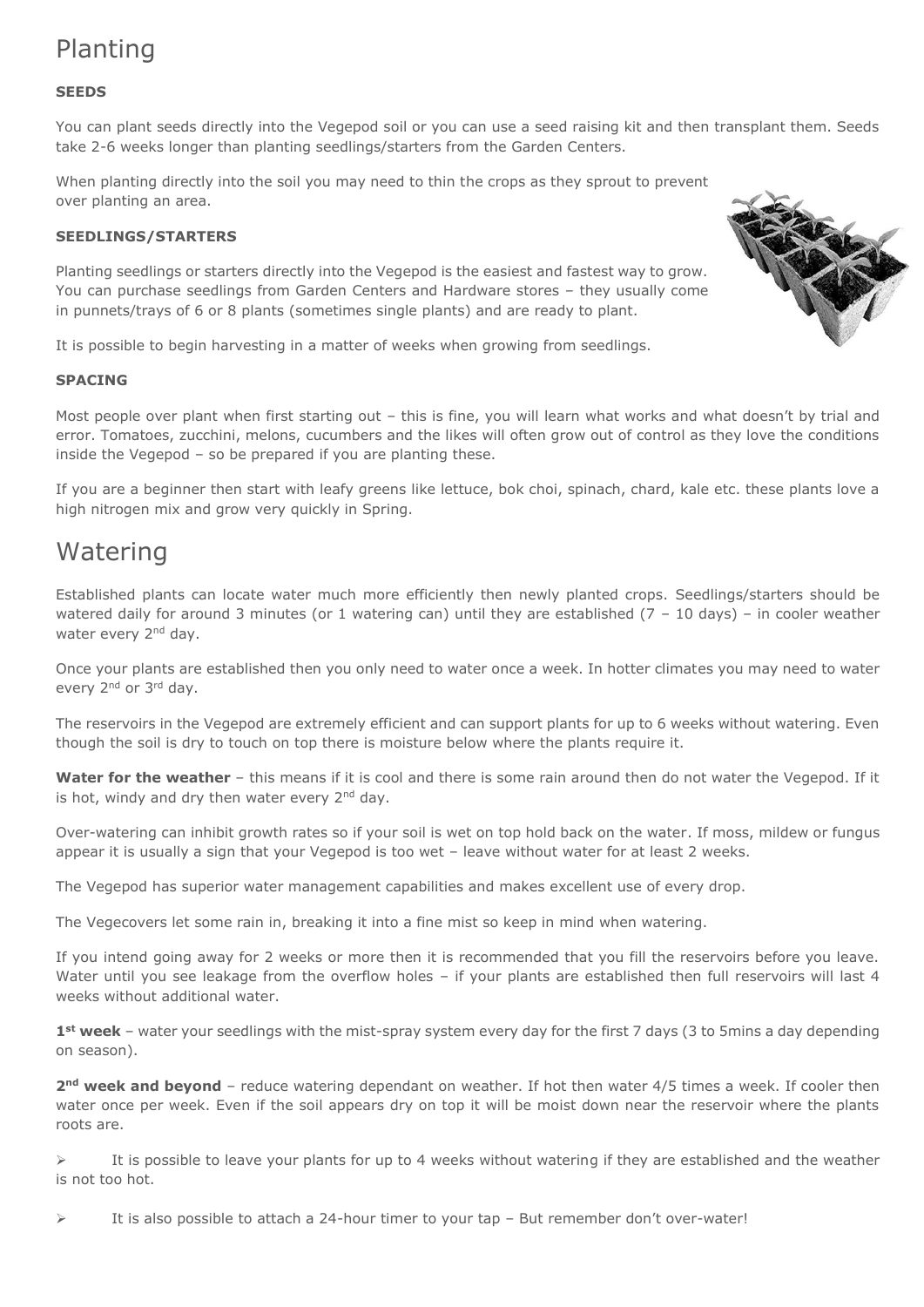# Planting

### SEEDS

You can plant seeds directly into the Vegepod soil or you can use a seed raising kit and then transplant them. Seeds take 2-6 weeks longer than planting seedlings/starters from the Garden Centers.

When planting directly into the soil you may need to thin the crops as they sprout to prevent over planting an area.

### SEEDLINGS/STARTERS

Planting seedlings or starters directly into the Vegepod is the easiest and fastest way to grow. You can purchase seedlings from Garden Centers and Hardware stores – they usually come in punnets/trays of 6 or 8 plants (sometimes single plants) and are ready to plant.

It is possible to begin harvesting in a matter of weeks when growing from seedlings.

### SPACING

Most people over plant when first starting out – this is fine, you will learn what works and what doesn't by trial and error. Tomatoes, zucchini, melons, cucumbers and the likes will often grow out of control as they love the conditions inside the Vegepod – so be prepared if you are planting these.

If you are a beginner then start with leafy greens like lettuce, bok choi, spinach, chard, kale etc. these plants love a high nitrogen mix and grow very quickly in Spring.

# Watering

Established plants can locate water much more efficiently then newly planted crops. Seedlings/starters should be watered daily for around 3 minutes (or 1 watering can) until they are established (7 – 10 days) – in cooler weather water every 2nd day.

Once your plants are established then you only need to water once a week. In hotter climates you may need to water every 2nd or 3rd day.

The reservoirs in the Vegepod are extremely efficient and can support plants for up to 6 weeks without watering. Even though the soil is dry to touch on top there is moisture below where the plants require it.

**Water for the weather** – this means if it is cool and there is some rain around then do not water the Vegepod. If it is hot, windy and dry then water every 2nd day.

Over-watering can inhibit growth rates so if your soil is wet on top hold back on the water. If moss, mildew or fungus appear it is usually a sign that your Vegepod is too wet – leave without water for at least 2 weeks.

The Vegepod has superior water management capabilities and makes excellent use of every drop.

The Vegecovers let some rain in, breaking it into a fine mist so keep in mind when watering.

If you intend going away for 2 weeks or more then it is recommended that you fill the reservoirs before you leave. Water until you see leakage from the overflow holes – if your plants are established then full reservoirs will last 4 weeks without additional water.

**1st week** – water your seedlings with the mist-spray system every day for the first 7 days (3 to 5mins a day depending on season).

**2nd week and beyond** – reduce watering dependant on weather. If hot then water 4/5 times a week. If cooler then water once per week. Even if the soil appears dry on top it will be moist down near the reservoir where the plants roots are.

- It is possible to leave your plants for up to 4 weeks without watering if they are established and the weather is not too hot.
- It is also possible to attach a 24-hour timer to your tap – But remember don't over-water!